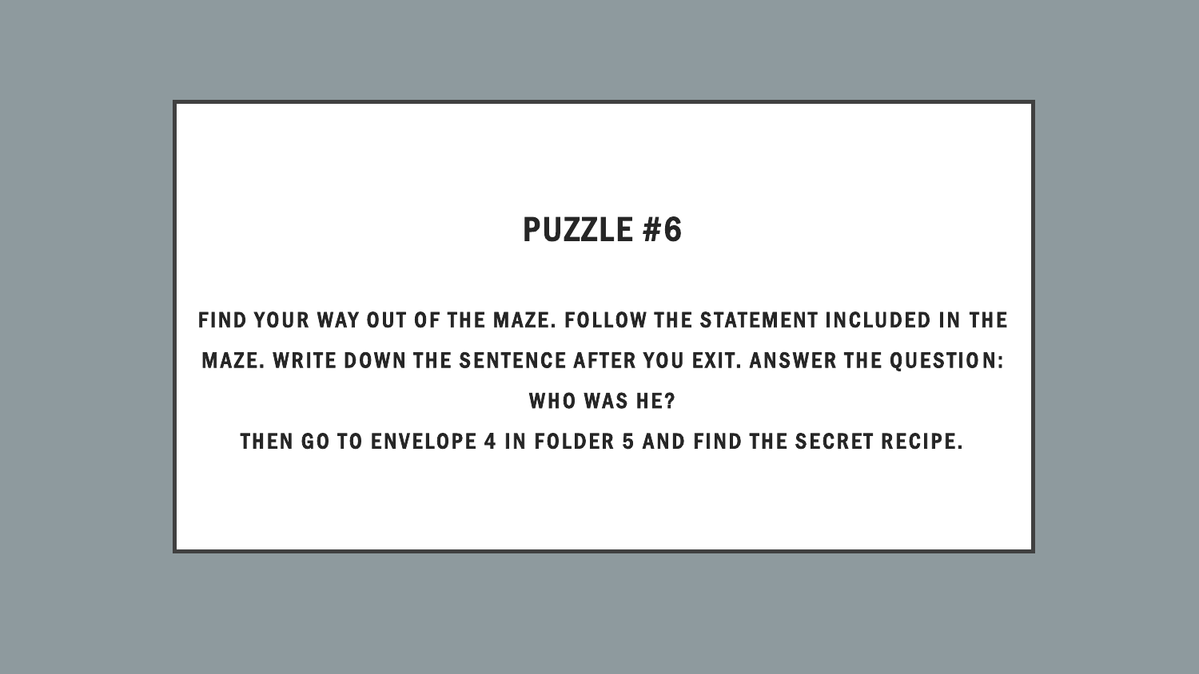# PUZZLE #6

FIND YOUR WAY OUT OF THE MAZE. FOLLOW THE STATEMENT INCLUDED IN THE MAZE. WRITE DOWN THE SENTENCE AFTER YOU EXIT. ANSWER THE QUESTION: WHO WAS HE?

THEN GO TO ENVELOPE 4 IN FOLDER 5 AND FIND THE SECRET RECIPE.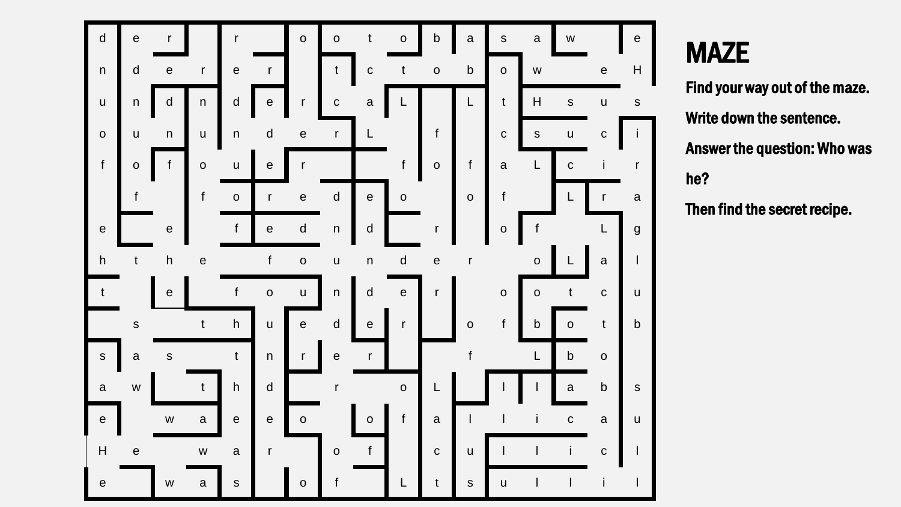# MAZE

**Find your way out of the maze.**

**Write down the sentence.**

**Answer the question: Who was he?**

**Then find the secret recipe.**

| | | | | | | | | | | | | | | | | |
|---|---|---|---|---|---|---|---|---|---|---|---|---|---|---|---|---|
| d | e | r | | r | | o | o | t | o | b | a | s | a | w | | e |
| n | d | e | r | e | r | | t | c | t | o | b | o | w | | e | H |
| u | n | d | n | d | e | r | c | a | L | | L | t | H | s | u | s |
| o | u | n | u | n | d | e | r | L | | f | | c | s | u | c | i |
| f | o | f | o | u | e | r | | | f | o | f | a | L | c | i | r |
| | f | | f | o | r | e | d | e | o | | o | f | | L | r | a |
| e | | e | | f | e | d | n | d | | r | | o | f | | L | g |
| h | t | h | e | | f | o | u | n | d | e | r | | o | L | a | l |
| t | | e | | f | o | u | n | d | e | r | | o | o | t | c | u |
| | s | | t | h | u | e | d | e | r | | o | f | b | o | t | b |
| s | a | s | | t | n | r | e | r | | | f | | L | b | o | |
| a | w | | t | h | d | | r | | o | L | | l | l | a | b | s |
| e | | w | a | e | e | o | | o | f | a | l | l | i | c | a | u |
| H | e | | w | a | r | | o | f | | c | u | l | l | i | c | l |
| e | | w | a | s | | o | f | | L | t | s | u | l | l | i | l |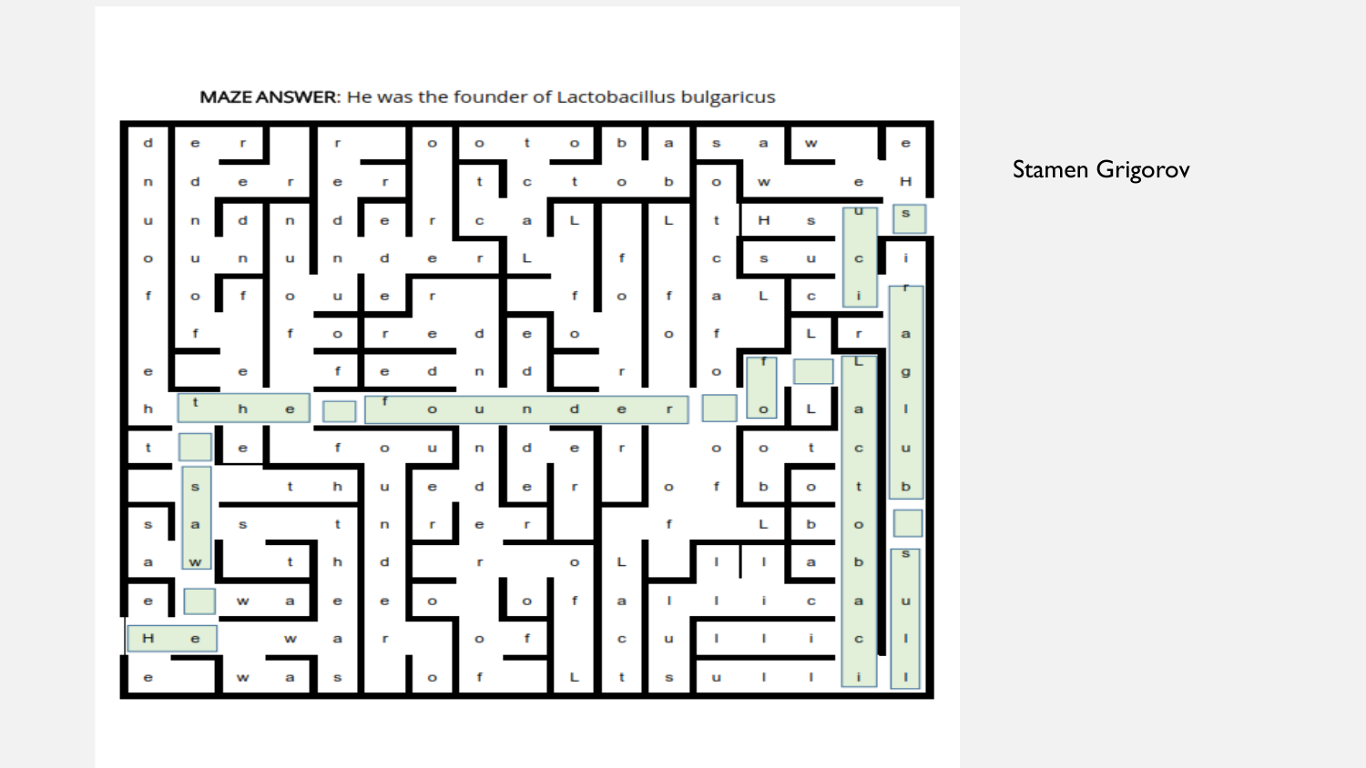**MAZE ANSWER:** He was the founder of Lactobacillus bulgaricus

Stamen Grigorov